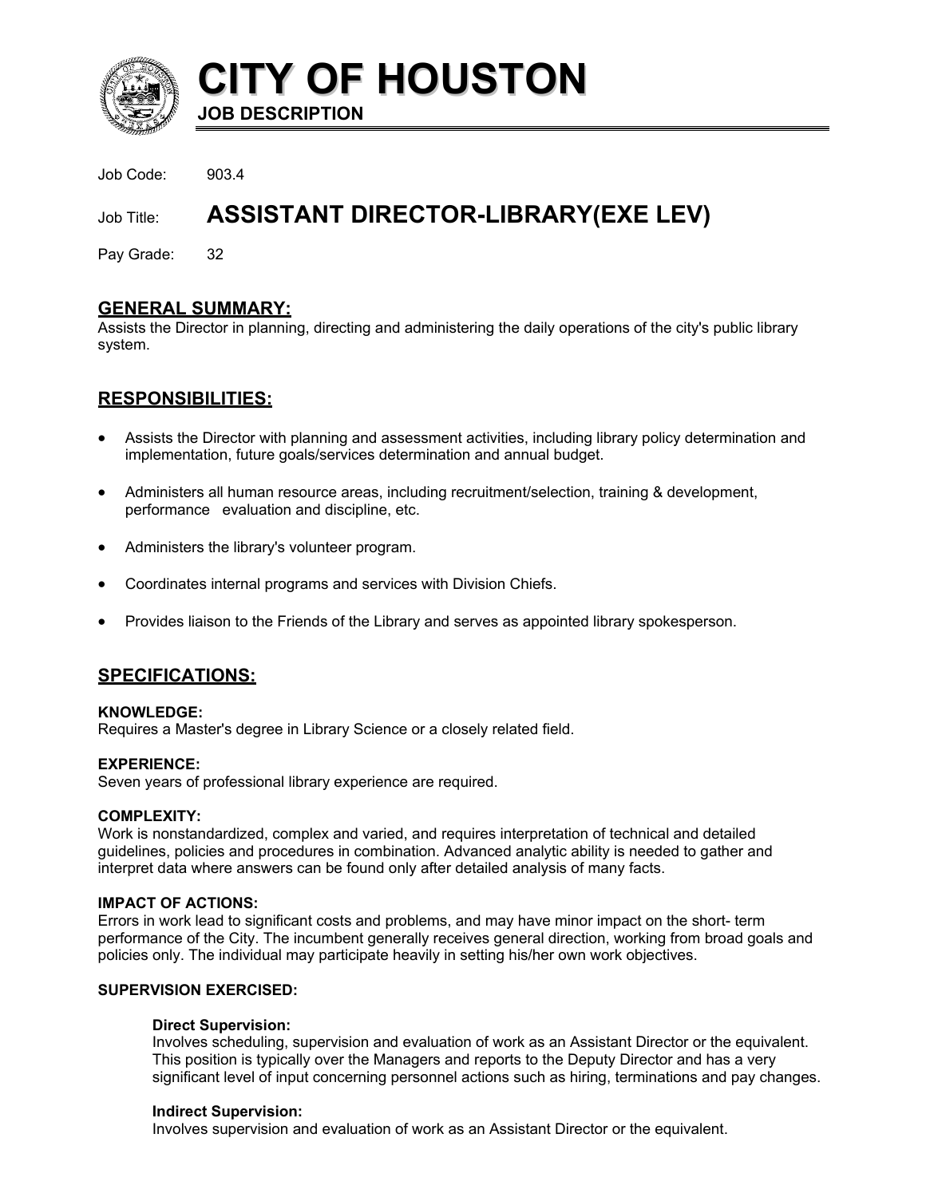# CITY OF HOUSTON

**JOB DESCRIPTION**

Job Code: 903.4

Job Title: **ASSISTANT DIRECTOR-LIBRARY(EXE LEV)**

Pay Grade: 32

## GENERAL SUMMARY:

Assists the Director in planning, directing and administering the daily operations of the city's public library system.

## RESPONSIBILITIES:

- Assists the Director with planning and assessment activities, including library policy determination and implementation, future goals/services determination and annual budget.
- Administers all human resource areas, including recruitment/selection, training & development, performance evaluation and discipline, etc.
- Administers the library's volunteer program.
- Coordinates internal programs and services with Division Chiefs.
- Provides liaison to the Friends of the Library and serves as appointed library spokesperson.

## SPECIFICATIONS:

**KNOWLEDGE:**

Requires a Master's degree in Library Science or a closely related field.

**EXPERIENCE:**

Seven years of professional library experience are required.

**COMPLEXITY:**

Work is nonstandardized, complex and varied, and requires interpretation of technical and detailed guidelines, policies and procedures in combination. Advanced analytic ability is needed to gather and interpret data where answers can be found only after detailed analysis of many facts.

**IMPACT OF ACTIONS:**

Errors in work lead to significant costs and problems, and may have minor impact on the short- term performance of the City. The incumbent generally receives general direction, working from broad goals and policies only. The individual may participate heavily in setting his/her own work objectives.

**SUPERVISION EXERCISED:**

**Direct Supervision:**

Involves scheduling, supervision and evaluation of work as an Assistant Director or the equivalent. This position is typically over the Managers and reports to the Deputy Director and has a very significant level of input concerning personnel actions such as hiring, terminations and pay changes.

**Indirect Supervision:**

Involves supervision and evaluation of work as an Assistant Director or the equivalent.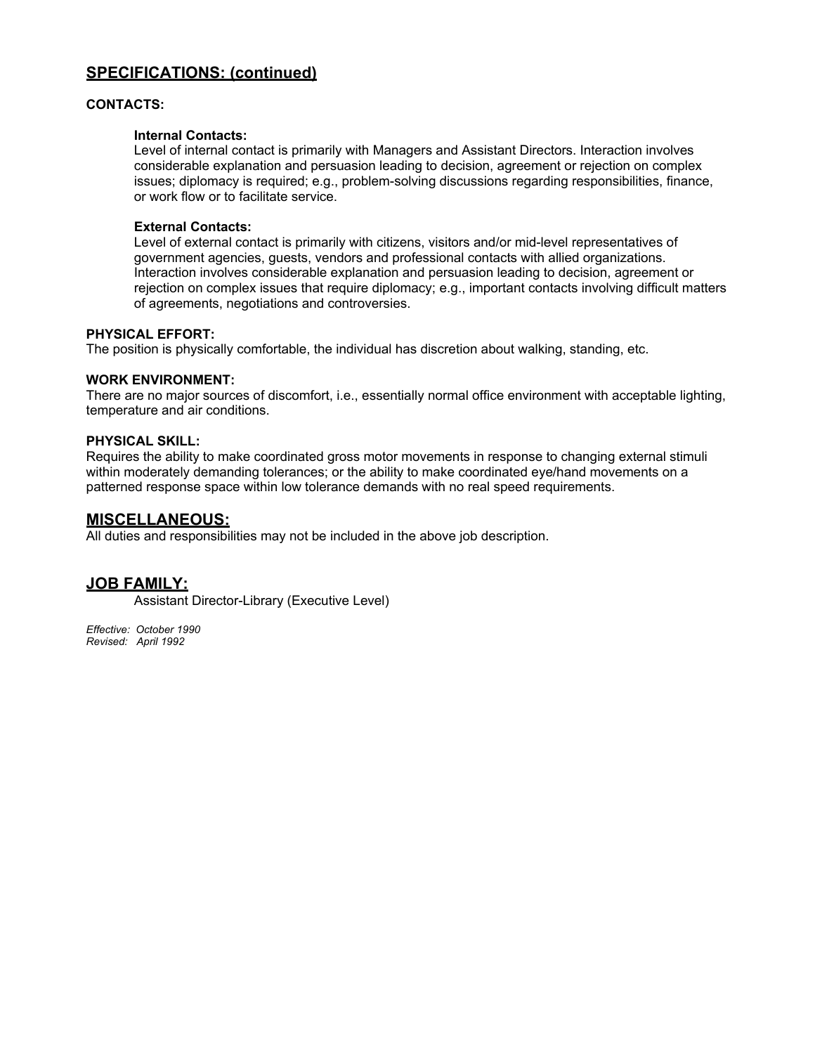## SPECIFICATIONS: (continued)

### CONTACTS:

**Internal Contacts:**
Level of internal contact is primarily with Managers and Assistant Directors. Interaction involves considerable explanation and persuasion leading to decision, agreement or rejection on complex issues; diplomacy is required; e.g., problem-solving discussions regarding responsibilities, finance, or work flow or to facilitate service.

**External Contacts:**
Level of external contact is primarily with citizens, visitors and/or mid-level representatives of government agencies, guests, vendors and professional contacts with allied organizations. Interaction involves considerable explanation and persuasion leading to decision, agreement or rejection on complex issues that require diplomacy; e.g., important contacts involving difficult matters of agreements, negotiations and controversies.

### PHYSICAL EFFORT:
The position is physically comfortable, the individual has discretion about walking, standing, etc.

### WORK ENVIRONMENT:
There are no major sources of discomfort, i.e., essentially normal office environment with acceptable lighting, temperature and air conditions.

### PHYSICAL SKILL:
Requires the ability to make coordinated gross motor movements in response to changing external stimuli within moderately demanding tolerances; or the ability to make coordinated eye/hand movements on a patterned response space within low tolerance demands with no real speed requirements.

## MISCELLANEOUS:
All duties and responsibilities may not be included in the above job description.

## JOB FAMILY:
Assistant Director-Library (Executive Level)

*Effective: October 1990*
*Revised: April 1992*